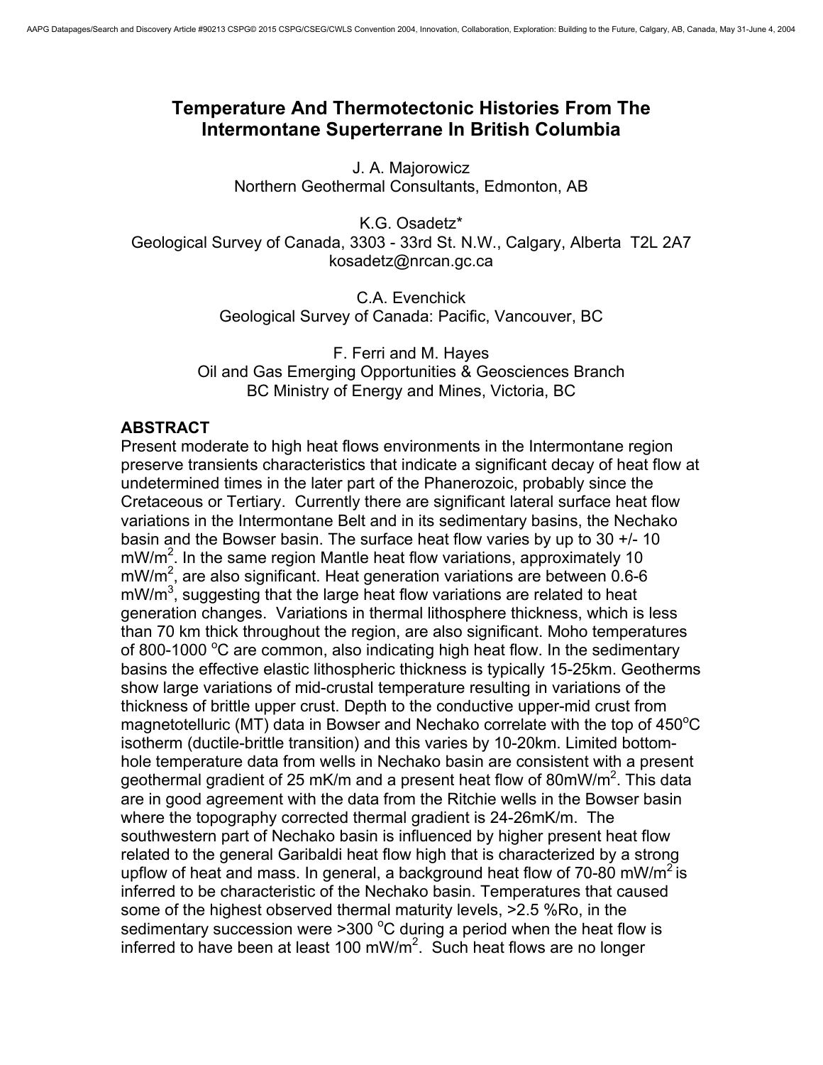# Temperature And Thermotectonic Histories From The Intermontane Superterrane In British Columbia

J. A. Majorowicz
Northern Geothermal Consultants, Edmonton, AB

K.G. Osadetz*
Geological Survey of Canada, 3303 - 33rd St. N.W., Calgary, Alberta T2L 2A7
kosadetz@nrcan.gc.ca

C.A. Evenchick
Geological Survey of Canada: Pacific, Vancouver, BC

F. Ferri and M. Hayes
Oil and Gas Emerging Opportunities & Geosciences Branch
BC Ministry of Energy and Mines, Victoria, BC

## ABSTRACT

Present moderate to high heat flows environments in the Intermontane region preserve transients characteristics that indicate a significant decay of heat flow at undetermined times in the later part of the Phanerozoic, probably since the Cretaceous or Tertiary. Currently there are significant lateral surface heat flow variations in the Intermontane Belt and in its sedimentary basins, the Nechako basin and the Bowser basin. The surface heat flow varies by up to 30 +/- 10 $mW/m^2$. In the same region Mantle heat flow variations, approximately 10 $mW/m^2$, are also significant. Heat generation variations are between 0.6-6 $mW/m^3$, suggesting that the large heat flow variations are related to heat generation changes. Variations in thermal lithosphere thickness, which is less than 70 km thick throughout the region, are also significant. Moho temperatures of 800-1000 $^oC$ are common, also indicating high heat flow. In the sedimentary basins the effective elastic lithospheric thickness is typically 15-25km. Geotherms show large variations of mid-crustal temperature resulting in variations of the thickness of brittle upper crust. Depth to the conductive upper-mid crust from magnetotelluric (MT) data in Bowser and Nechako correlate with the top of 450$^oC$ isotherm (ductile-brittle transition) and this varies by 10-20km. Limited bottom-hole temperature data from wells in Nechako basin are consistent with a present geothermal gradient of 25 mK/m and a present heat flow of 80$mW/m^2$. This data are in good agreement with the data from the Ritchie wells in the Bowser basin where the topography corrected thermal gradient is 24-26mK/m. The southwestern part of Nechako basin is influenced by higher present heat flow related to the general Garibaldi heat flow high that is characterized by a strong upflow of heat and mass. In general, a background heat flow of 70-80 $mW/m^2$ is inferred to be characteristic of the Nechako basin. Temperatures that caused some of the highest observed thermal maturity levels, >2.5 %Ro, in the sedimentary succession were >300 $^oC$ during a period when the heat flow is inferred to have been at least 100 $mW/m^2$. Such heat flows are no longer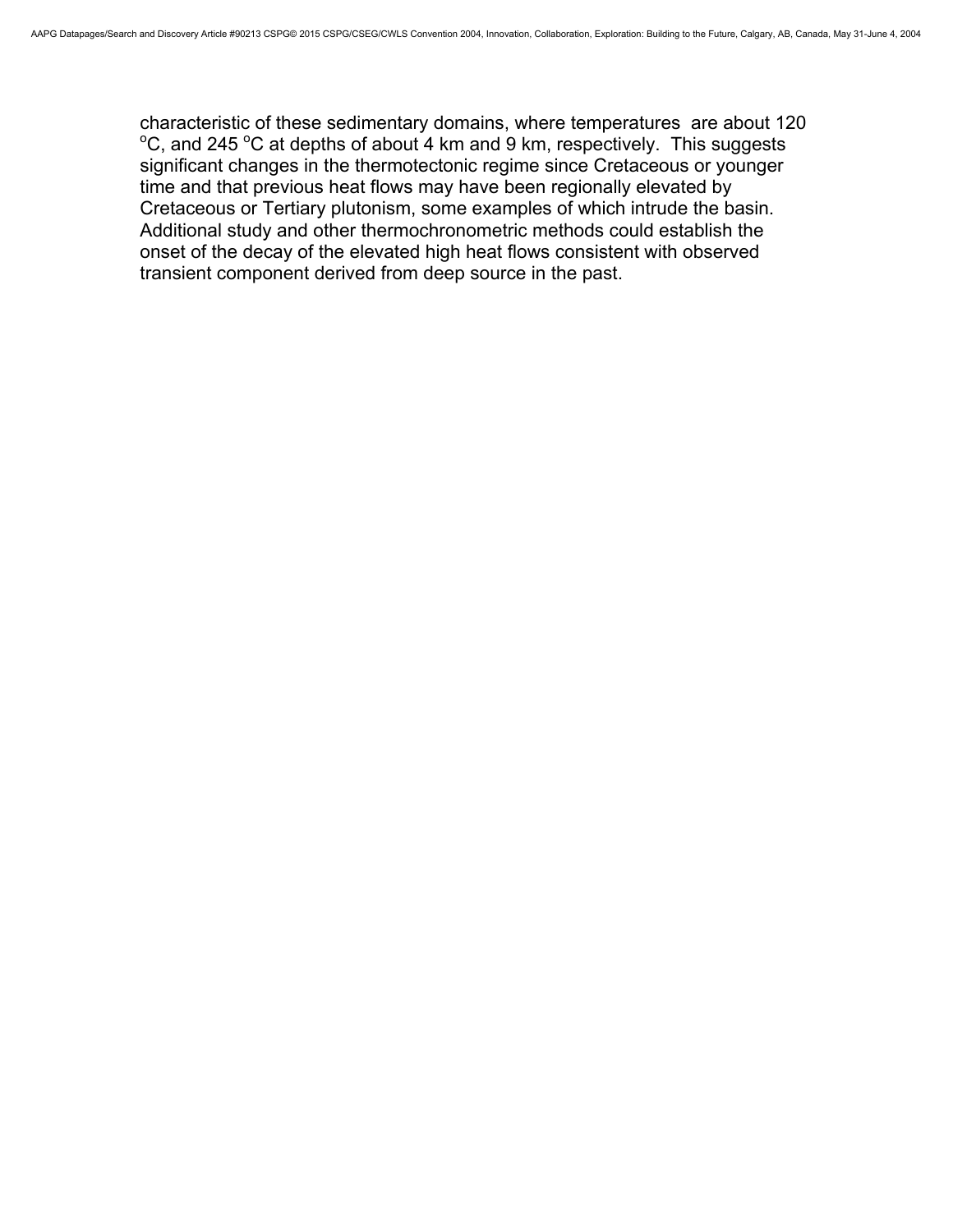characteristic of these sedimentary domains, where temperatures are about 120 $^{o}$C, and 245 $^{o}$C at depths of about 4 km and 9 km, respectively. This suggests significant changes in the thermotectonic regime since Cretaceous or younger time and that previous heat flows may have been regionally elevated by Cretaceous or Tertiary plutonism, some examples of which intrude the basin. Additional study and other thermochronometric methods could establish the onset of the decay of the elevated high heat flows consistent with observed transient component derived from deep source in the past.